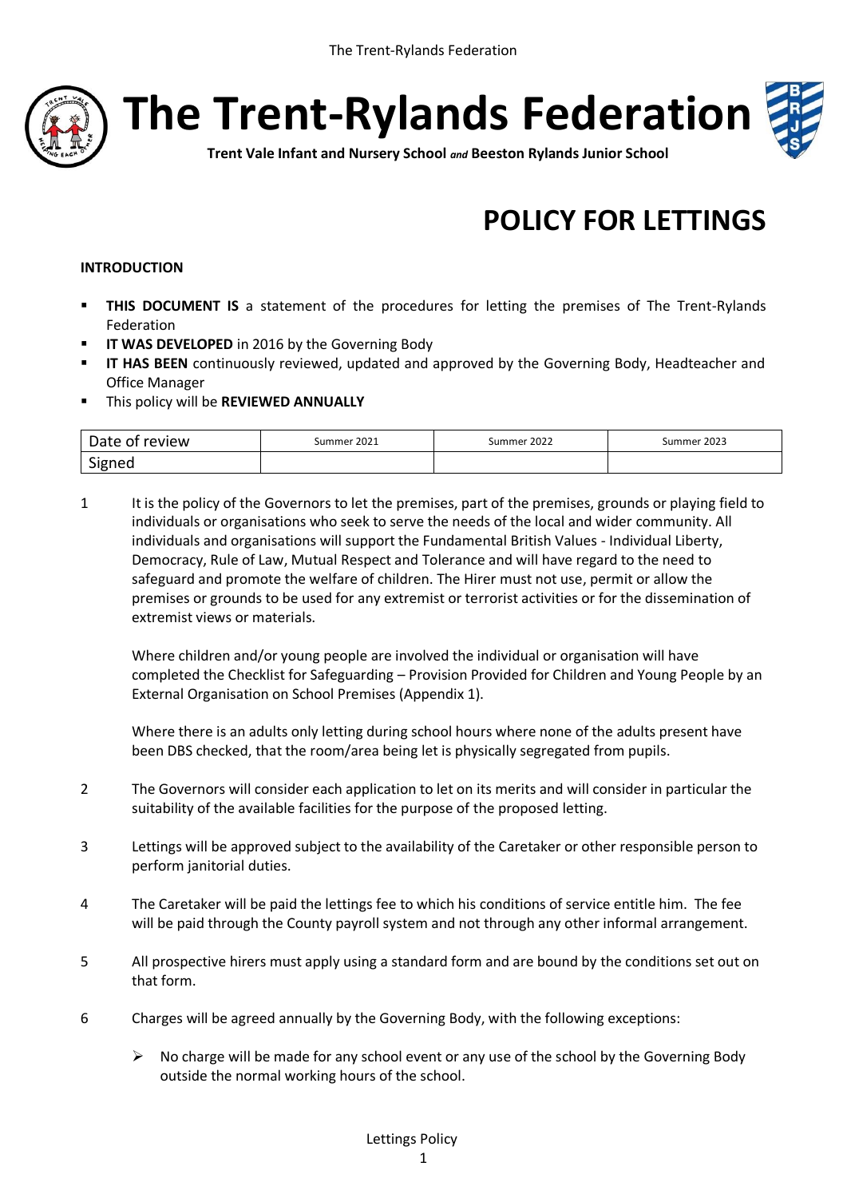# The Trent-Rylands Federation

**Trent Vale Infant and Nursery School** ***and*** **Beeston Rylands Junior School**

# POLICY FOR LETTINGS

**INTRODUCTION**

- **THIS DOCUMENT IS** a statement of the procedures for letting the premises of The Trent-Rylands Federation
- **IT WAS DEVELOPED** in 2016 by the Governing Body
- **IT HAS BEEN** continuously reviewed, updated and approved by the Governing Body, Headteacher and Office Manager
- This policy will be **REVIEWED ANNUALLY**

| | | | |
|---|---|---|---|
| Date of review | Summer 2021 | Summer 2022 | Summer 2023 |
| Signed | | | |

1. It is the policy of the Governors to let the premises, part of the premises, grounds or playing field to individuals or organisations who seek to serve the needs of the local and wider community. All individuals and organisations will support the Fundamental British Values - Individual Liberty, Democracy, Rule of Law, Mutual Respect and Tolerance and will have regard to the need to safeguard and promote the welfare of children. The Hirer must not use, permit or allow the premises or grounds to be used for any extremist or terrorist activities or for the dissemination of extremist views or materials.

   Where children and/or young people are involved the individual or organisation will have completed the Checklist for Safeguarding – Provision Provided for Children and Young People by an External Organisation on School Premises (Appendix 1).

   Where there is an adults only letting during school hours where none of the adults present have been DBS checked, that the room/area being let is physically segregated from pupils.

2. The Governors will consider each application to let on its merits and will consider in particular the suitability of the available facilities for the purpose of the proposed letting.

3. Lettings will be approved subject to the availability of the Caretaker or other responsible person to perform janitorial duties.

4. The Caretaker will be paid the lettings fee to which his conditions of service entitle him. The fee will be paid through the County payroll system and not through any other informal arrangement.

5. All prospective hirers must apply using a standard form and are bound by the conditions set out on that form.

6. Charges will be agreed annually by the Governing Body, with the following exceptions:

   - No charge will be made for any school event or any use of the school by the Governing Body outside the normal working hours of the school.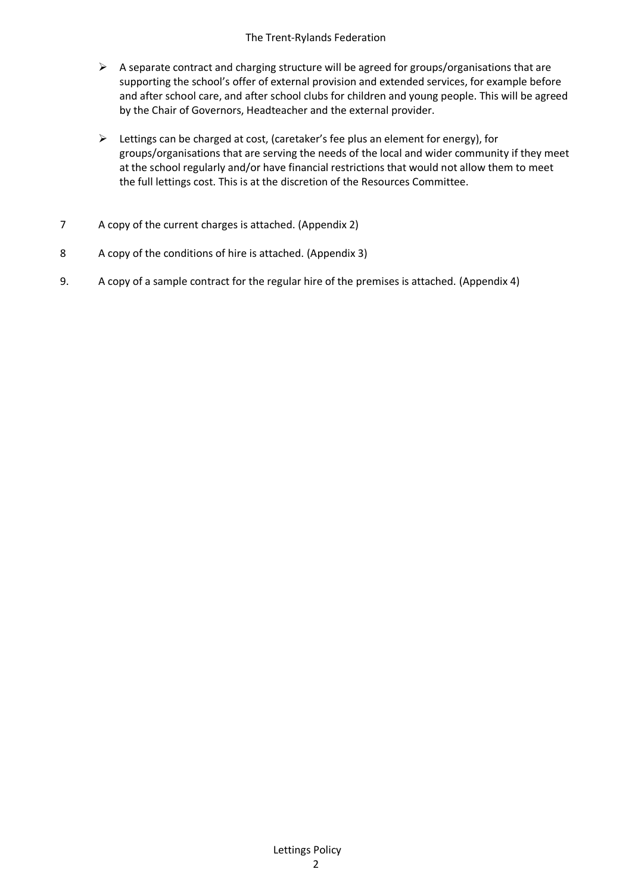- A separate contract and charging structure will be agreed for groups/organisations that are supporting the school's offer of external provision and extended services, for example before and after school care, and after school clubs for children and young people. This will be agreed by the Chair of Governors, Headteacher and the external provider.
- Lettings can be charged at cost, (caretaker's fee plus an element for energy), for groups/organisations that are serving the needs of the local and wider community if they meet at the school regularly and/or have financial restrictions that would not allow them to meet the full lettings cost. This is at the discretion of the Resources Committee.

7 A copy of the current charges is attached. (Appendix 2)

8 A copy of the conditions of hire is attached. (Appendix 3)

9. A copy of a sample contract for the regular hire of the premises is attached. (Appendix 4)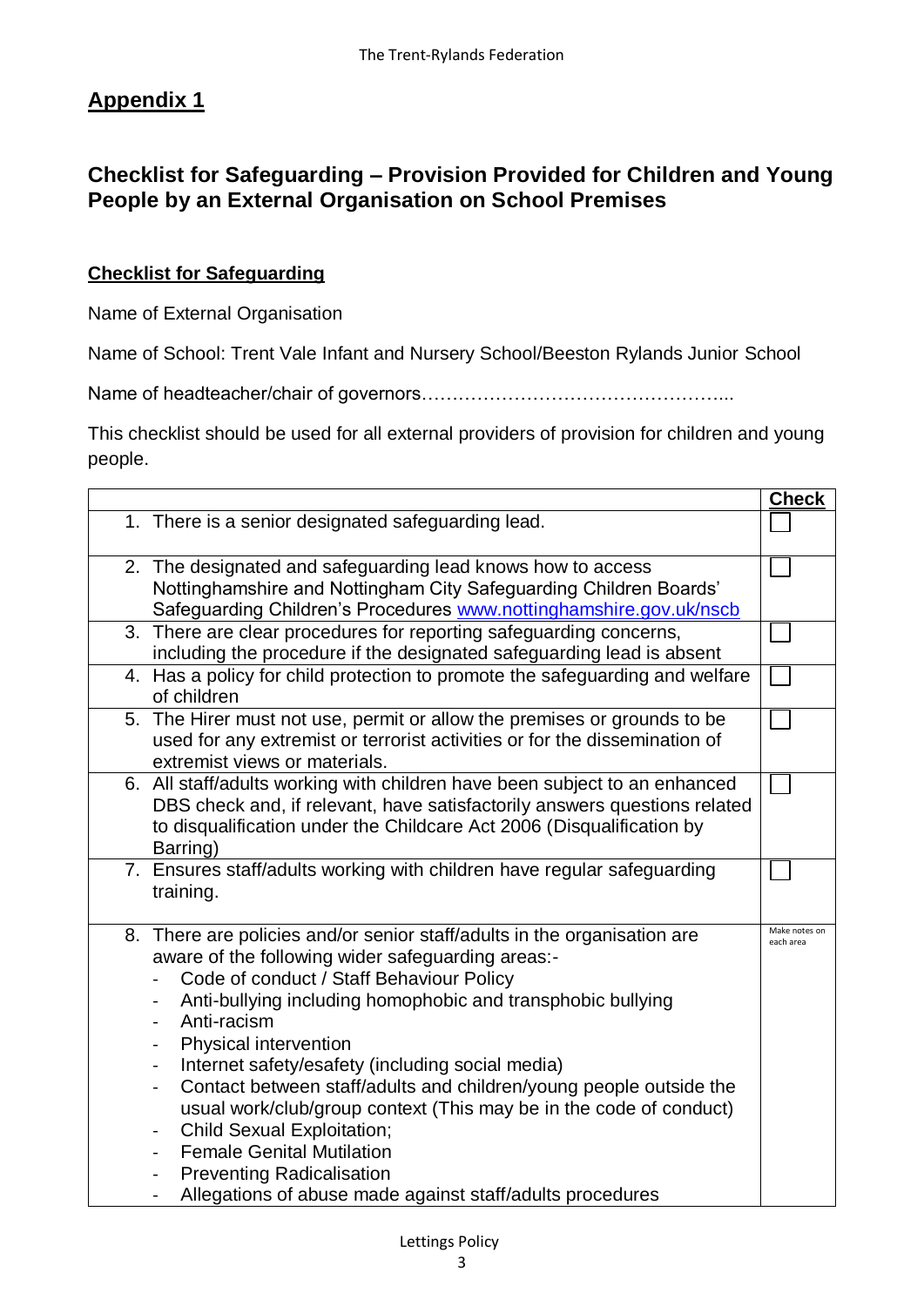## Appendix 1

## Checklist for Safeguarding – Provision Provided for Children and Young People by an External Organisation on School Premises

**Checklist for Safeguarding**

Name of External Organisation

Name of School: Trent Vale Infant and Nursery School/Beeston Rylands Junior School

Name of headteacher/chair of governors…………………………………………...

This checklist should be used for all external providers of provision for children and young people.

| | **Check** |
|---|---|
| 1. There is a senior designated safeguarding lead. | ☐ |
| 2. The designated and safeguarding lead knows how to access Nottinghamshire and Nottingham City Safeguarding Children Boards' Safeguarding Children's Procedures www.nottinghamshire.gov.uk/nscb | ☐ |
| 3. There are clear procedures for reporting safeguarding concerns, including the procedure if the designated safeguarding lead is absent | ☐ |
| 4. Has a policy for child protection to promote the safeguarding and welfare of children | ☐ |
| 5. The Hirer must not use, permit or allow the premises or grounds to be used for any extremist or terrorist activities or for the dissemination of extremist views or materials. | ☐ |
| 6. All staff/adults working with children have been subject to an enhanced DBS check and, if relevant, have satisfactorily answers questions related to disqualification under the Childcare Act 2006 (Disqualification by Barring) | ☐ |
| 7. Ensures staff/adults working with children have regular safeguarding training. | ☐ |
| 8. There are policies and/or senior staff/adults in the organisation are aware of the following wider safeguarding areas:-<br>- Code of conduct / Staff Behaviour Policy<br>- Anti-bullying including homophobic and transphobic bullying<br>- Anti-racism<br>- Physical intervention<br>- Internet safety/esafety (including social media)<br>- Contact between staff/adults and children/young people outside the usual work/club/group context (This may be in the code of conduct)<br>- Child Sexual Exploitation;<br>- Female Genital Mutilation<br>- Preventing Radicalisation<br>- Allegations of abuse made against staff/adults procedures | Make notes on each area |

Lettings Policy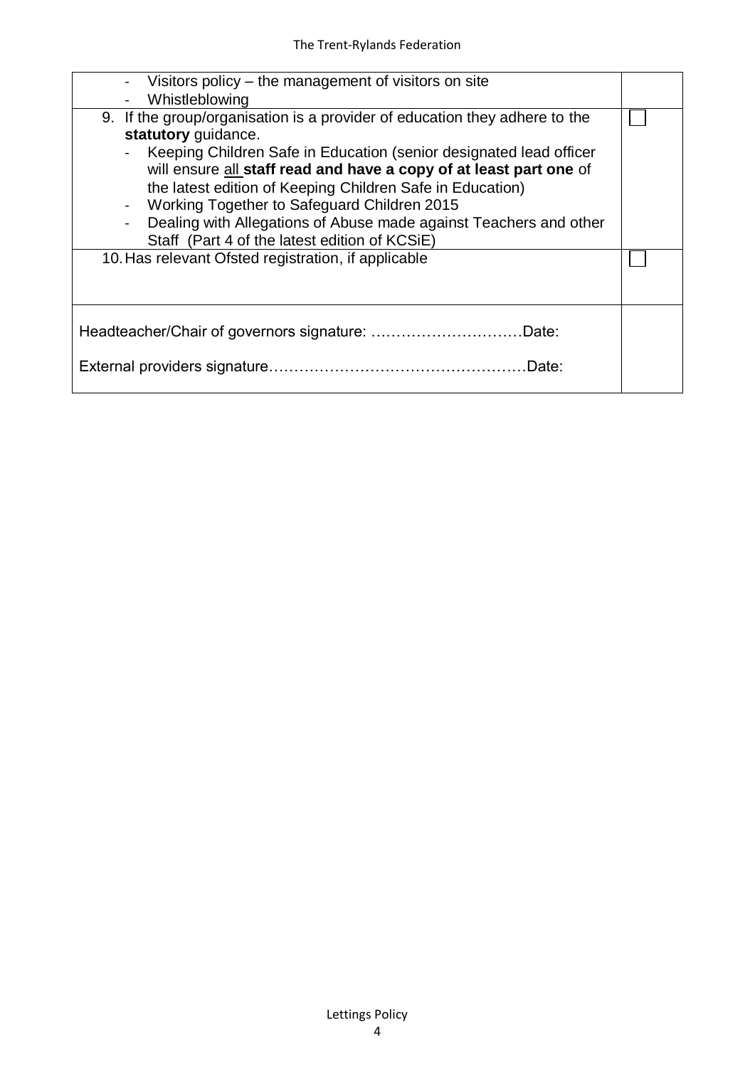| | |
|---|---|
| - Visitors policy – the management of visitors on site<br>- Whistleblowing | |
| 9. If the group/organisation is a provider of education they adhere to the **statutory** guidance.<br>- Keeping Children Safe in Education (senior designated lead officer will ensure <u>all</u> **staff read and have a copy of at least part one** of the latest edition of Keeping Children Safe in Education)<br>- Working Together to Safeguard Children 2015<br>- Dealing with Allegations of Abuse made against Teachers and other Staff (Part 4 of the latest edition of KCSiE) | ☐ |
| 10. Has relevant Ofsted registration, if applicable | ☐ |
| Headteacher/Chair of governors signature: ………………………….Date:<br><br>External providers signature……………………………………………Date: | |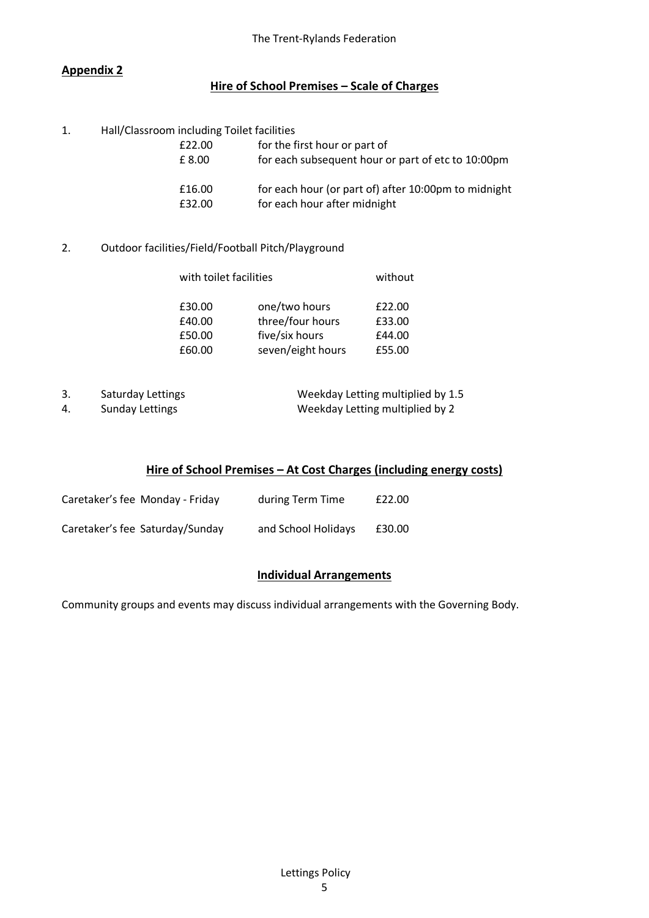## Appendix 2

### Hire of School Premises – Scale of Charges

1. Hall/Classroom including Toilet facilities

| | |
|---|---|
| £22.00 | for the first hour or part of |
| £ 8.00 | for each subsequent hour or part of etc to 10:00pm |
| £16.00 | for each hour (or part of) after 10:00pm to midnight |
| £32.00 | for each hour after midnight |

2. Outdoor facilities/Field/Football Pitch/Playground

| with toilet facilities | | without |
|---|---|---|
| £30.00 | one/two hours | £22.00 |
| £40.00 | three/four hours | £33.00 |
| £50.00 | five/six hours | £44.00 |
| £60.00 | seven/eight hours | £55.00 |

3. Saturday Lettings — Weekday Letting multiplied by 1.5
4. Sunday Lettings — Weekday Letting multiplied by 2

### Hire of School Premises – At Cost Charges (including energy costs)

| | | |
|---|---|---|
| Caretaker's fee Monday - Friday | during Term Time | £22.00 |
| Caretaker's fee Saturday/Sunday | and School Holidays | £30.00 |

### Individual Arrangements

Community groups and events may discuss individual arrangements with the Governing Body.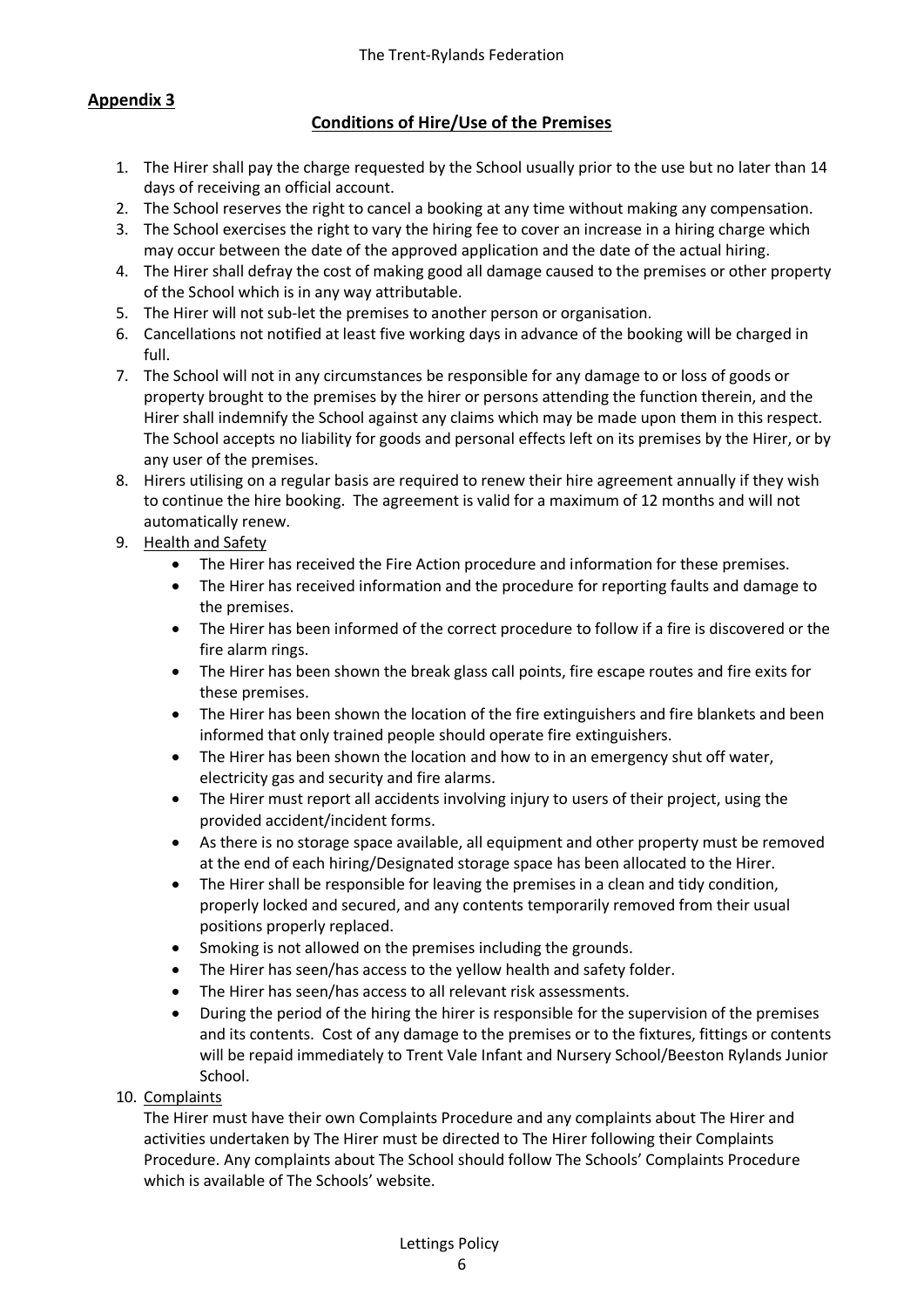## Appendix 3

### Conditions of Hire/Use of the Premises

1. The Hirer shall pay the charge requested by the School usually prior to the use but no later than 14 days of receiving an official account.
2. The School reserves the right to cancel a booking at any time without making any compensation.
3. The School exercises the right to vary the hiring fee to cover an increase in a hiring charge which may occur between the date of the approved application and the date of the actual hiring.
4. The Hirer shall defray the cost of making good all damage caused to the premises or other property of the School which is in any way attributable.
5. The Hirer will not sub-let the premises to another person or organisation.
6. Cancellations not notified at least five working days in advance of the booking will be charged in full.
7. The School will not in any circumstances be responsible for any damage to or loss of goods or property brought to the premises by the hirer or persons attending the function therein, and the Hirer shall indemnify the School against any claims which may be made upon them in this respect. The School accepts no liability for goods and personal effects left on its premises by the Hirer, or by any user of the premises.
8. Hirers utilising on a regular basis are required to renew their hire agreement annually if they wish to continue the hire booking. The agreement is valid for a maximum of 12 months and will not automatically renew.
9. Health and Safety
   - The Hirer has received the Fire Action procedure and information for these premises.
   - The Hirer has received information and the procedure for reporting faults and damage to the premises.
   - The Hirer has been informed of the correct procedure to follow if a fire is discovered or the fire alarm rings.
   - The Hirer has been shown the break glass call points, fire escape routes and fire exits for these premises.
   - The Hirer has been shown the location of the fire extinguishers and fire blankets and been informed that only trained people should operate fire extinguishers.
   - The Hirer has been shown the location and how to in an emergency shut off water, electricity gas and security and fire alarms.
   - The Hirer must report all accidents involving injury to users of their project, using the provided accident/incident forms.
   - As there is no storage space available, all equipment and other property must be removed at the end of each hiring/Designated storage space has been allocated to the Hirer.
   - The Hirer shall be responsible for leaving the premises in a clean and tidy condition, properly locked and secured, and any contents temporarily removed from their usual positions properly replaced.
   - Smoking is not allowed on the premises including the grounds.
   - The Hirer has seen/has access to the yellow health and safety folder.
   - The Hirer has seen/has access to all relevant risk assessments.
   - During the period of the hiring the hirer is responsible for the supervision of the premises and its contents. Cost of any damage to the premises or to the fixtures, fittings or contents will be repaid immediately to Trent Vale Infant and Nursery School/Beeston Rylands Junior School.
10. Complaints

    The Hirer must have their own Complaints Procedure and any complaints about The Hirer and activities undertaken by The Hirer must be directed to The Hirer following their Complaints Procedure. Any complaints about The School should follow The Schools' Complaints Procedure which is available of The Schools' website.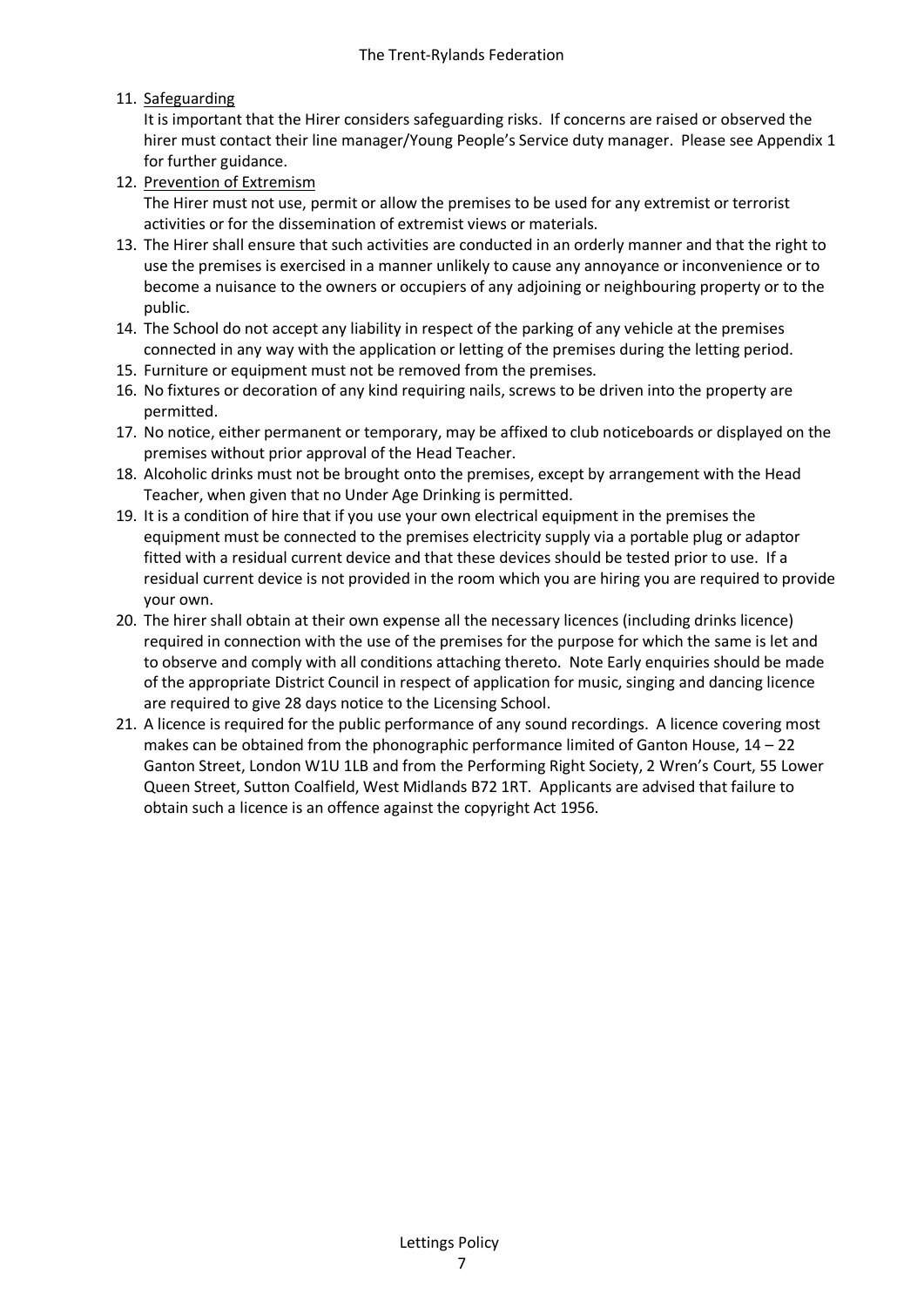11. Safeguarding
    It is important that the Hirer considers safeguarding risks. If concerns are raised or observed the hirer must contact their line manager/Young People's Service duty manager. Please see Appendix 1 for further guidance.
12. Prevention of Extremism
    The Hirer must not use, permit or allow the premises to be used for any extremist or terrorist activities or for the dissemination of extremist views or materials.
13. The Hirer shall ensure that such activities are conducted in an orderly manner and that the right to use the premises is exercised in a manner unlikely to cause any annoyance or inconvenience or to become a nuisance to the owners or occupiers of any adjoining or neighbouring property or to the public.
14. The School do not accept any liability in respect of the parking of any vehicle at the premises connected in any way with the application or letting of the premises during the letting period.
15. Furniture or equipment must not be removed from the premises.
16. No fixtures or decoration of any kind requiring nails, screws to be driven into the property are permitted.
17. No notice, either permanent or temporary, may be affixed to club noticeboards or displayed on the premises without prior approval of the Head Teacher.
18. Alcoholic drinks must not be brought onto the premises, except by arrangement with the Head Teacher, when given that no Under Age Drinking is permitted.
19. It is a condition of hire that if you use your own electrical equipment in the premises the equipment must be connected to the premises electricity supply via a portable plug or adaptor fitted with a residual current device and that these devices should be tested prior to use. If a residual current device is not provided in the room which you are hiring you are required to provide your own.
20. The hirer shall obtain at their own expense all the necessary licences (including drinks licence) required in connection with the use of the premises for the purpose for which the same is let and to observe and comply with all conditions attaching thereto. Note Early enquiries should be made of the appropriate District Council in respect of application for music, singing and dancing licence are required to give 28 days notice to the Licensing School.
21. A licence is required for the public performance of any sound recordings. A licence covering most makes can be obtained from the phonographic performance limited of Ganton House, 14 – 22 Ganton Street, London W1U 1LB and from the Performing Right Society, 2 Wren's Court, 55 Lower Queen Street, Sutton Coalfield, West Midlands B72 1RT. Applicants are advised that failure to obtain such a licence is an offence against the copyright Act 1956.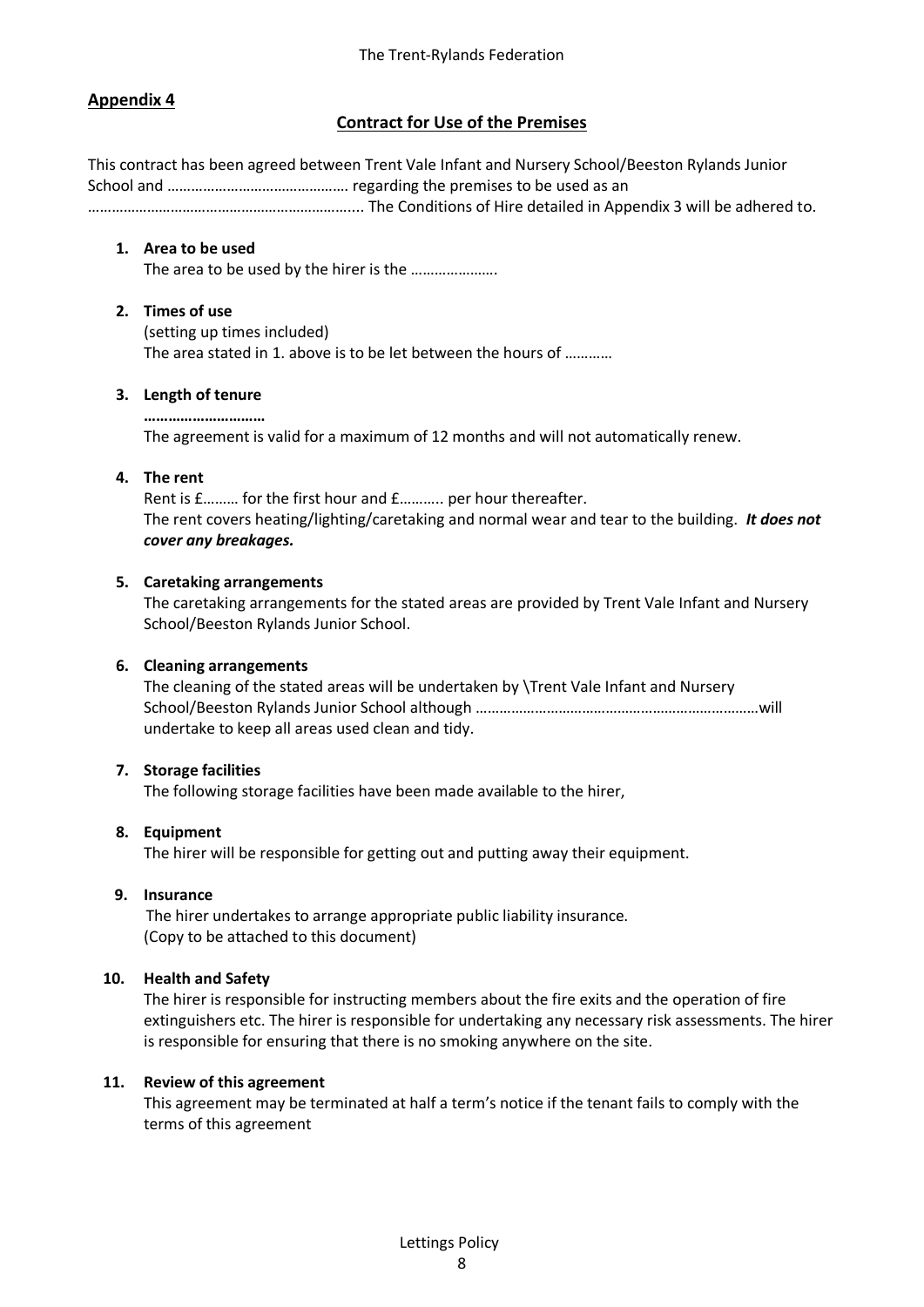**Appendix 4**

**Contract for Use of the Premises**

This contract has been agreed between Trent Vale Infant and Nursery School/Beeston Rylands Junior School and ………………………………………. regarding the premises to be used as an ………………………………………………………….. The Conditions of Hire detailed in Appendix 3 will be adhered to.

1. **Area to be used**

   The area to be used by the hirer is the ………………….

2. **Times of use**

   (setting up times included)

   The area stated in 1. above is to be let between the hours of …………

3. **Length of tenure**

   **………………………**

   The agreement is valid for a maximum of 12 months and will not automatically renew.

4. **The rent**

   Rent is £……… for the first hour and £……….. per hour thereafter.

   The rent covers heating/lighting/caretaking and normal wear and tear to the building. ***It does not cover any breakages.***

5. **Caretaking arrangements**

   The caretaking arrangements for the stated areas are provided by Trent Vale Infant and Nursery School/Beeston Rylands Junior School.

6. **Cleaning arrangements**

   The cleaning of the stated areas will be undertaken by \Trent Vale Infant and Nursery School/Beeston Rylands Junior School although ………………………………………………………………will undertake to keep all areas used clean and tidy.

7. **Storage facilities**

   The following storage facilities have been made available to the hirer,

8. **Equipment**

   The hirer will be responsible for getting out and putting away their equipment.

9. **Insurance**

   The hirer undertakes to arrange appropriate public liability insurance.

   (Copy to be attached to this document)

10. **Health and Safety**

    The hirer is responsible for instructing members about the fire exits and the operation of fire extinguishers etc. The hirer is responsible for undertaking any necessary risk assessments. The hirer is responsible for ensuring that there is no smoking anywhere on the site.

11. **Review of this agreement**

    This agreement may be terminated at half a term's notice if the tenant fails to comply with the terms of this agreement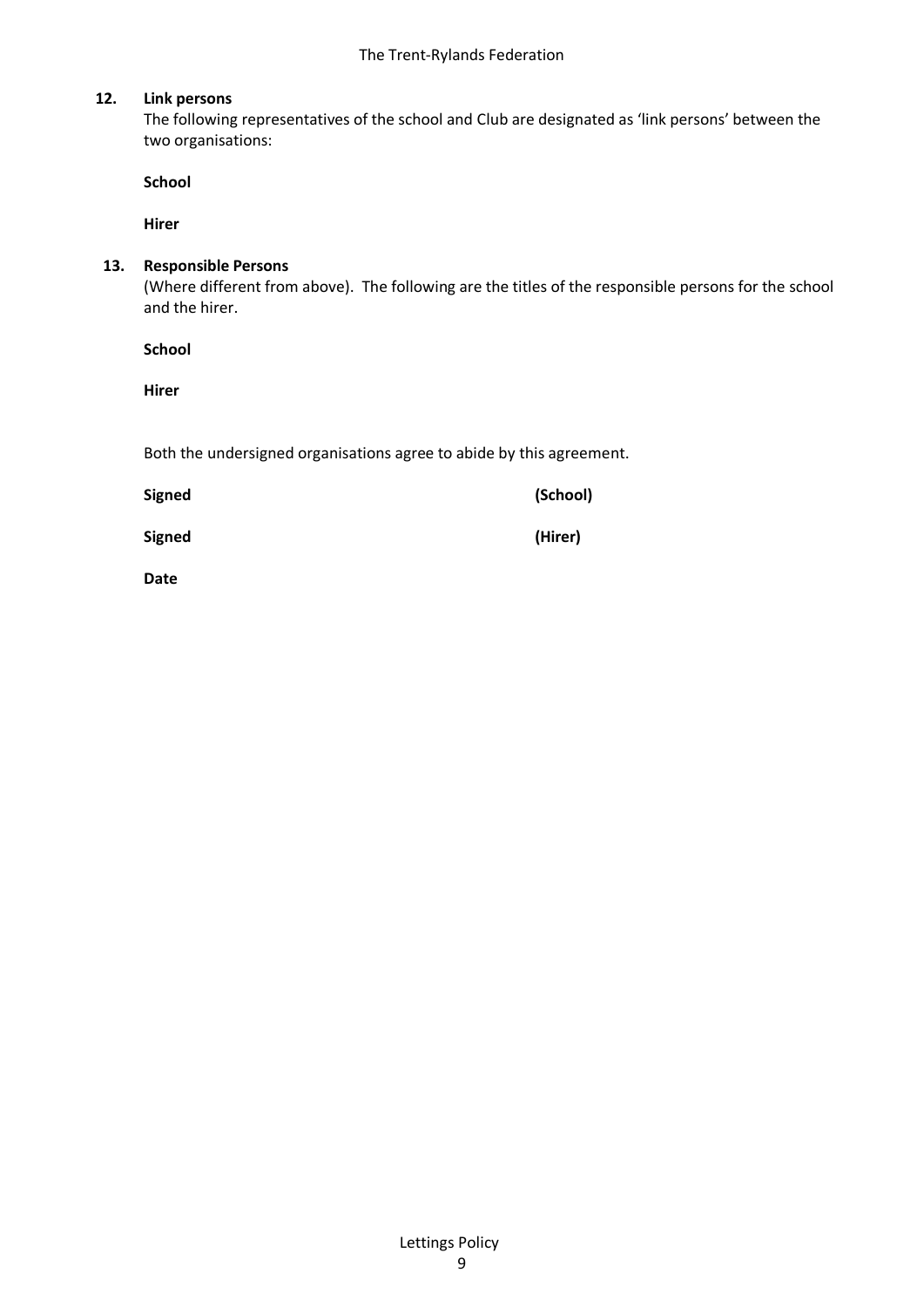**12. Link persons**

The following representatives of the school and Club are designated as 'link persons' between the two organisations:

**School**

**Hirer**

**13. Responsible Persons**

(Where different from above). The following are the titles of the responsible persons for the school and the hirer.

**School**

**Hirer**

Both the undersigned organisations agree to abide by this agreement.

**Signed** **(School)**

**Signed** **(Hirer)**

**Date**